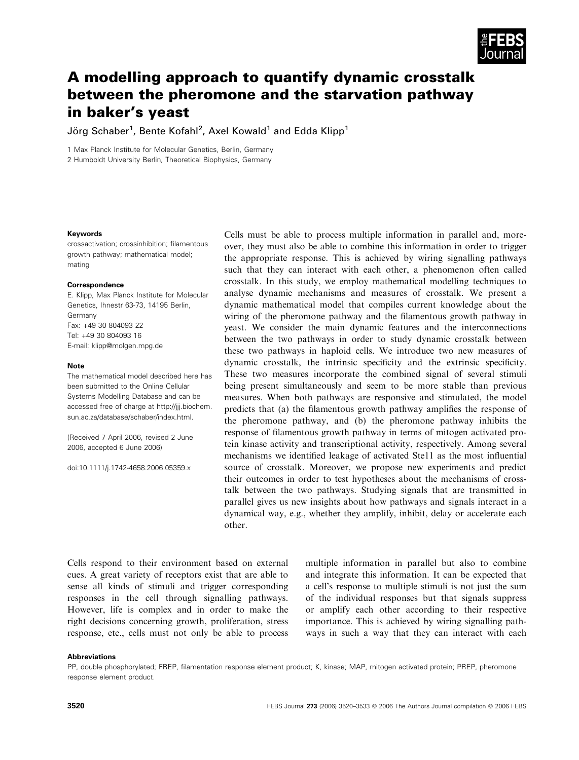# A modelling approach to quantify dynamic crosstalk between the pheromone and the starvation pathway in baker's yeast

Jörg Schaber[1], Bente Kofahl[2], Axel Kowald[1] and Edda Klipp[1]

1 Max Planck Institute for Molecular Genetics, Berlin, Germany

2 Humboldt University Berlin, Theoretical Biophysics, Germany

**Keywords**

crossactivation; crossinhibition; filamentous growth pathway; mathematical model; mating

**Correspondence**

E. Klipp, Max Planck Institute for Molecular Genetics, Ihnestr 63-73, 14195 Berlin, Germany

Fax: +49 30 804093 22

Tel: +49 30 804093 16

E-mail: klipp@molgen.mpg.de

**Note**

The mathematical model described here has been submitted to the Online Cellular Systems Modelling Database and can be accessed free of charge at http://jjj.biochem.sun.ac.za/database/schaber/index.html.

(Received 7 April 2006, revised 2 June 2006, accepted 6 June 2006)

doi:10.1111/j.1742-4658.2006.05359.x

Cells must be able to process multiple information in parallel and, moreover, they must also be able to combine this information in order to trigger the appropriate response. This is achieved by wiring signalling pathways such that they can interact with each other, a phenomenon often called crosstalk. In this study, we employ mathematical modelling techniques to analyse dynamic mechanisms and measures of crosstalk. We present a dynamic mathematical model that compiles current knowledge about the wiring of the pheromone pathway and the filamentous growth pathway in yeast. We consider the main dynamic features and the interconnections between the two pathways in order to study dynamic crosstalk between these two pathways in haploid cells. We introduce two new measures of dynamic crosstalk, the intrinsic specificity and the extrinsic specificity. These two measures incorporate the combined signal of several stimuli being present simultaneously and seem to be more stable than previous measures. When both pathways are responsive and stimulated, the model predicts that (a) the filamentous growth pathway amplifies the response of the pheromone pathway, and (b) the pheromone pathway inhibits the response of filamentous growth pathway in terms of mitogen activated protein kinase activity and transcriptional activity, respectively. Among several mechanisms we identified leakage of activated Ste11 as the most influential source of crosstalk. Moreover, we propose new experiments and predict their outcomes in order to test hypotheses about the mechanisms of crosstalk between the two pathways. Studying signals that are transmitted in parallel gives us new insights about how pathways and signals interact in a dynamical way, e.g., whether they amplify, inhibit, delay or accelerate each other.

Cells respond to their environment based on external cues. A great variety of receptors exist that are able to sense all kinds of stimuli and trigger corresponding responses in the cell through signalling pathways. However, life is complex and in order to make the right decisions concerning growth, proliferation, stress response, etc., cells must not only be able to process multiple information in parallel but also to combine and integrate this information. It can be expected that a cell's response to multiple stimuli is not just the sum of the individual responses but that signals suppress or amplify each other according to their respective importance. This is achieved by wiring signalling pathways in such a way that they can interact with each

**Abbreviations**

PP, double phosphorylated; FREP, filamentation response element product; K, kinase; MAP, mitogen activated protein; PREP, pheromone response element product.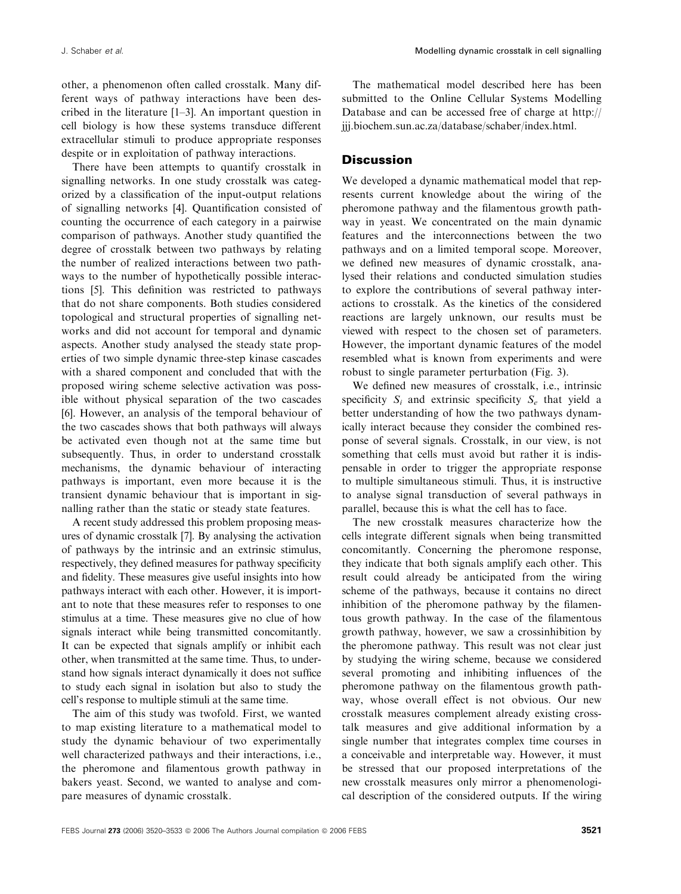other, a phenomenon often called crosstalk. Many different ways of pathway interactions have been described in the literature [1–3]. An important question in cell biology is how these systems transduce different extracellular stimuli to produce appropriate responses despite or in exploitation of pathway interactions.

There have been attempts to quantify crosstalk in signalling networks. In one study crosstalk was categorized by a classification of the input-output relations of signalling networks [4]. Quantification consisted of counting the occurrence of each category in a pairwise comparison of pathways. Another study quantified the degree of crosstalk between two pathways by relating the number of realized interactions between two pathways to the number of hypothetically possible interactions [5]. This definition was restricted to pathways that do not share components. Both studies considered topological and structural properties of signalling networks and did not account for temporal and dynamic aspects. Another study analysed the steady state properties of two simple dynamic three-step kinase cascades with a shared component and concluded that with the proposed wiring scheme selective activation was possible without physical separation of the two cascades [6]. However, an analysis of the temporal behaviour of the two cascades shows that both pathways will always be activated even though not at the same time but subsequently. Thus, in order to understand crosstalk mechanisms, the dynamic behaviour of interacting pathways is important, even more because it is the transient dynamic behaviour that is important in signalling rather than the static or steady state features.

A recent study addressed this problem proposing measures of dynamic crosstalk [7]. By analysing the activation of pathways by the intrinsic and an extrinsic stimulus, respectively, they defined measures for pathway specificity and fidelity. These measures give useful insights into how pathways interact with each other. However, it is important to note that these measures refer to responses to one stimulus at a time. These measures give no clue of how signals interact while being transmitted concomitantly. It can be expected that signals amplify or inhibit each other, when transmitted at the same time. Thus, to understand how signals interact dynamically it does not suffice to study each signal in isolation but also to study the cell's response to multiple stimuli at the same time.

The aim of this study was twofold. First, we wanted to map existing literature to a mathematical model to study the dynamic behaviour of two experimentally well characterized pathways and their interactions, i.e., the pheromone and filamentous growth pathway in bakers yeast. Second, we wanted to analyse and compare measures of dynamic crosstalk.

The mathematical model described here has been submitted to the Online Cellular Systems Modelling Database and can be accessed free of charge at http://jjj.biochem.sun.ac.za/database/schaber/index.html.

## Discussion

We developed a dynamic mathematical model that represents current knowledge about the wiring of the pheromone pathway and the filamentous growth pathway in yeast. We concentrated on the main dynamic features and the interconnections between the two pathways and on a limited temporal scope. Moreover, we defined new measures of dynamic crosstalk, analysed their relations and conducted simulation studies to explore the contributions of several pathway interactions to crosstalk. As the kinetics of the considered reactions are largely unknown, our results must be viewed with respect to the chosen set of parameters. However, the important dynamic features of the model resembled what is known from experiments and were robust to single parameter perturbation (Fig. 3).

We defined new measures of crosstalk, i.e., intrinsic specificity $S_i$ and extrinsic specificity $S_e$ that yield a better understanding of how the two pathways dynamically interact because they consider the combined response of several signals. Crosstalk, in our view, is not something that cells must avoid but rather it is indispensable in order to trigger the appropriate response to multiple simultaneous stimuli. Thus, it is instructive to analyse signal transduction of several pathways in parallel, because this is what the cell has to face.

The new crosstalk measures characterize how the cells integrate different signals when being transmitted concomitantly. Concerning the pheromone response, they indicate that both signals amplify each other. This result could already be anticipated from the wiring scheme of the pathways, because it contains no direct inhibition of the pheromone pathway by the filamentous growth pathway. In the case of the filamentous growth pathway, however, we saw a crossinhibition by the pheromone pathway. This result was not clear just by studying the wiring scheme, because we considered several promoting and inhibiting influences of the pheromone pathway on the filamentous growth pathway, whose overall effect is not obvious. Our new crosstalk measures complement already existing crosstalk measures and give additional information by a single number that integrates complex time courses in a conceivable and interpretable way. However, it must be stressed that our proposed interpretations of the new crosstalk measures only mirror a phenomenological description of the considered outputs. If the wiring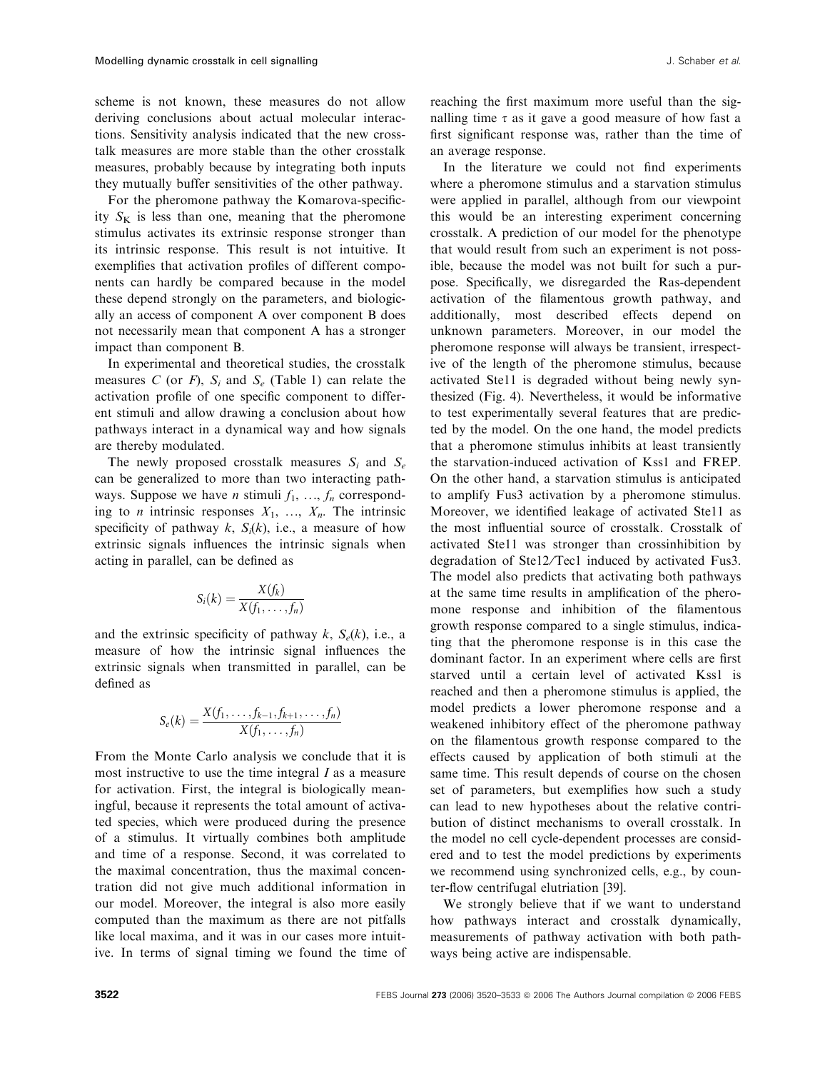scheme is not known, these measures do not allow deriving conclusions about actual molecular interactions. Sensitivity analysis indicated that the new crosstalk measures are more stable than the other crosstalk measures, probably because by integrating both inputs they mutually buffer sensitivities of the other pathway.

For the pheromone pathway the Komarova-specificity $S_K$ is less than one, meaning that the pheromone stimulus activates its extrinsic response stronger than its intrinsic response. This result is not intuitive. It exemplifies that activation profiles of different components can hardly be compared because in the model these depend strongly on the parameters, and biologically an access of component A over component B does not necessarily mean that component A has a stronger impact than component B.

In experimental and theoretical studies, the crosstalk measures $C$ (or $F$), $S_i$ and $S_e$ (Table 1) can relate the activation profile of one specific component to different stimuli and allow drawing a conclusion about how pathways interact in a dynamical way and how signals are thereby modulated.

The newly proposed crosstalk measures $S_i$ and $S_e$ can be generalized to more than two interacting pathways. Suppose we have $n$ stimuli $f_1, \ldots, f_n$ corresponding to $n$ intrinsic responses $X_1, \ldots, X_n$. The intrinsic specificity of pathway $k$, $S_i(k)$, i.e., a measure of how extrinsic signals influences the intrinsic signals when acting in parallel, can be defined as

$$S_i(k) = \frac{X(f_k)}{X(f_1, \ldots, f_n)}$$

and the extrinsic specificity of pathway $k$, $S_e(k)$, i.e., a measure of how the intrinsic signal influences the extrinsic signals when transmitted in parallel, can be defined as

$$S_e(k) = \frac{X(f_1, \ldots, f_{k-1}, f_{k+1}, \ldots, f_n)}{X(f_1, \ldots, f_n)}$$

From the Monte Carlo analysis we conclude that it is most instructive to use the time integral $I$ as a measure for activation. First, the integral is biologically meaningful, because it represents the total amount of activated species, which were produced during the presence of a stimulus. It virtually combines both amplitude and time of a response. Second, it was correlated to the maximal concentration, thus the maximal concentration did not give much additional information in our model. Moreover, the integral is also more easily computed than the maximum as there are not pitfalls like local maxima, and it was in our cases more intuitive. In terms of signal timing we found the time of reaching the first maximum more useful than the signalling time $\tau$ as it gave a good measure of how fast a first significant response was, rather than the time of an average response.

In the literature we could not find experiments where a pheromone stimulus and a starvation stimulus were applied in parallel, although from our viewpoint this would be an interesting experiment concerning crosstalk. A prediction of our model for the phenotype that would result from such an experiment is not possible, because the model was not built for such a purpose. Specifically, we disregarded the Ras-dependent activation of the filamentous growth pathway, and additionally, most described effects depend on unknown parameters. Moreover, in our model the pheromone response will always be transient, irrespective of the length of the pheromone stimulus, because activated Ste11 is degraded without being newly synthesized (Fig. 4). Nevertheless, it would be informative to test experimentally several features that are predicted by the model. On the one hand, the model predicts that a pheromone stimulus inhibits at least transiently the starvation-induced activation of Kss1 and FREP. On the other hand, a starvation stimulus is anticipated to amplify Fus3 activation by a pheromone stimulus. Moreover, we identified leakage of activated Ste11 as the most influential source of crosstalk. Crosstalk of activated Ste11 was stronger than crossinhibition by degradation of Ste12/Tec1 induced by activated Fus3. The model also predicts that activating both pathways at the same time results in amplification of the pheromone response and inhibition of the filamentous growth response compared to a single stimulus, indicating that the pheromone response is in this case the dominant factor. In an experiment where cells are first starved until a certain level of activated Kss1 is reached and then a pheromone stimulus is applied, the model predicts a lower pheromone response and a weakened inhibitory effect of the pheromone pathway on the filamentous growth response compared to the effects caused by application of both stimuli at the same time. This result depends of course on the chosen set of parameters, but exemplifies how such a study can lead to new hypotheses about the relative contribution of distinct mechanisms to overall crosstalk. In the model no cell cycle-dependent processes are considered and to test the model predictions by experiments we recommend using synchronized cells, e.g., by counter-flow centrifugal elutriation [39].

We strongly believe that if we want to understand how pathways interact and crosstalk dynamically, measurements of pathway activation with both pathways being active are indispensable.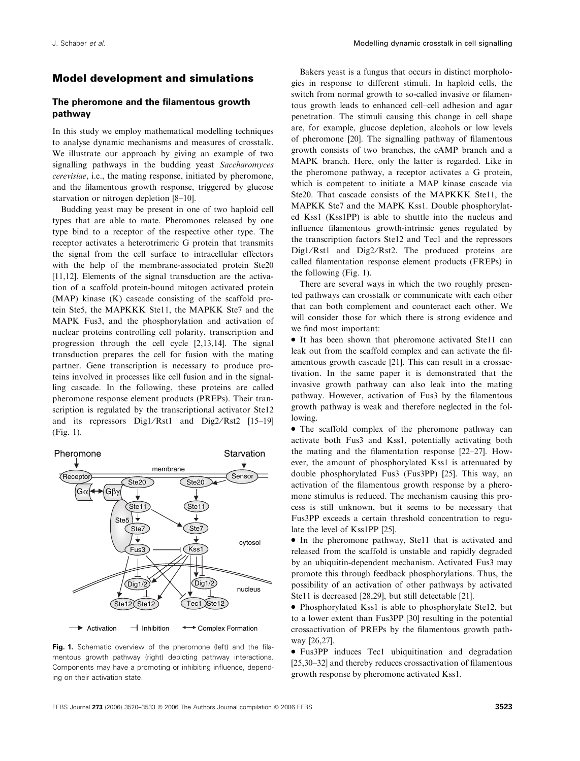## Model development and simulations

### The pheromone and the filamentous growth pathway

In this study we employ mathematical modelling techniques to analyse dynamic mechanisms and measures of crosstalk. We illustrate our approach by giving an example of two signalling pathways in the budding yeast *Saccharomyces cerevisiae*, i.e., the mating response, initiated by pheromone, and the filamentous growth response, triggered by glucose starvation or nitrogen depletion [8–10].

Budding yeast may be present in one of two haploid cell types that are able to mate. Pheromones released by one type bind to a receptor of the respective other type. The receptor activates a heterotrimeric G protein that transmits the signal from the cell surface to intracellular effectors with the help of the membrane-associated protein Ste20 [11,12]. Elements of the signal transduction are the activation of a scaffold protein-bound mitogen activated protein (MAP) kinase (K) cascade consisting of the scaffold protein Ste5, the MAPKKK Ste11, the MAPKK Ste7 and the MAPK Fus3, and the phosphorylation and activation of nuclear proteins controlling cell polarity, transcription and progression through the cell cycle [2,13,14]. The signal transduction prepares the cell for fusion with the mating partner. Gene transcription is necessary to produce proteins involved in processes like cell fusion and in the signalling cascade. In the following, these proteins are called pheromone response element products (PREPs). Their transcription is regulated by the transcriptional activator Ste12 and its repressors Dig1/Rst1 and Dig2/Rst2 [15–19] (Fig. 1).

**Fig. 1.** Schematic overview of the pheromone (left) and the filamentous growth pathway (right) depicting pathway interactions. Components may have a promoting or inhibiting influence, depending on their activation state.

Bakers yeast is a fungus that occurs in distinct morphologies in response to different stimuli. In haploid cells, the switch from normal growth to so-called invasive or filamentous growth leads to enhanced cell–cell adhesion and agar penetration. The stimuli causing this change in cell shape are, for example, glucose depletion, alcohols or low levels of pheromone [20]. The signalling pathway of filamentous growth consists of two branches, the cAMP branch and a MAPK branch. Here, only the latter is regarded. Like in the pheromone pathway, a receptor activates a G protein, which is competent to initiate a MAP kinase cascade via Ste20. That cascade consists of the MAPKKK Ste11, the MAPKK Ste7 and the MAPK Kss1. Double phosphorylated Kss1 (Kss1PP) is able to shuttle into the nucleus and influence filamentous growth-intrinsic genes regulated by the transcription factors Ste12 and Tec1 and the repressors Dig1/Rst1 and Dig2/Rst2. The produced proteins are called filamentation response element products (FREPs) in the following (Fig. 1).

There are several ways in which the two roughly presented pathways can crosstalk or communicate with each other that can both complement and counteract each other. We will consider those for which there is strong evidence and we find most important:

- It has been shown that pheromone activated Ste11 can leak out from the scaffold complex and can activate the filamentous growth cascade [21]. This can result in a crossactivation. In the same paper it is demonstrated that the invasive growth pathway can also leak into the mating pathway. However, activation of Fus3 by the filamentous growth pathway is weak and therefore neglected in the following.
- The scaffold complex of the pheromone pathway can activate both Fus3 and Kss1, potentially activating both the mating and the filamentation response [22–27]. However, the amount of phosphorylated Kss1 is attenuated by double phosphorylated Fus3 (Fus3PP) [25]. This way, an activation of the filamentous growth response by a pheromone stimulus is reduced. The mechanism causing this process is still unknown, but it seems to be necessary that Fus3PP exceeds a certain threshold concentration to regulate the level of Kss1PP [25].
- In the pheromone pathway, Ste11 that is activated and released from the scaffold is unstable and rapidly degraded by an ubiquitin-dependent mechanism. Activated Fus3 may promote this through feedback phosphorylations. Thus, the possibility of an activation of other pathways by activated Ste11 is decreased [28,29], but still detectable [21].
- Phosphorylated Kss1 is able to phosphorylate Ste12, but to a lower extent than Fus3PP [30] resulting in the potential crossactivation of PREPs by the filamentous growth pathway [26,27].
- Fus3PP induces Tec1 ubiquitination and degradation [25,30–32] and thereby reduces crossactivation of filamentous growth response by pheromone activated Kss1.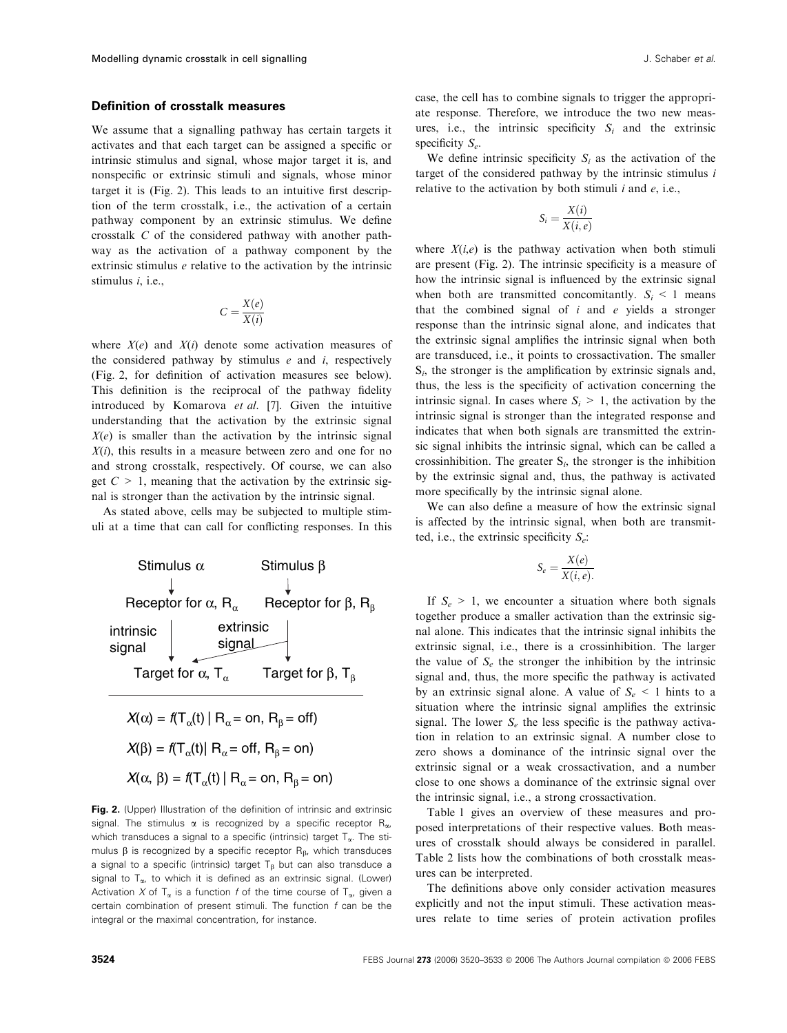### Definition of crosstalk measures

We assume that a signalling pathway has certain targets it activates and that each target can be assigned a specific or intrinsic stimulus and signal, whose major target it is, and nonspecific or extrinsic stimuli and signals, whose minor target it is (Fig. 2). This leads to an intuitive first description of the term crosstalk, i.e., the activation of a certain pathway component by an extrinsic stimulus. We define crosstalk $C$ of the considered pathway with another pathway as the activation of a pathway component by the extrinsic stimulus $e$ relative to the activation by the intrinsic stimulus $i$, i.e.,

$$C = \frac{X(e)}{X(i)}$$

where $X(e)$ and $X(i)$ denote some activation measures of the considered pathway by stimulus $e$ and $i$, respectively (Fig. 2, for definition of activation measures see below). This definition is the reciprocal of the pathway fidelity introduced by Komarova *et al.* [7]. Given the intuitive understanding that the activation by the extrinsic signal $X(e)$ is smaller than the activation by the intrinsic signal $X(i)$, this results in a measure between zero and one for no and strong crosstalk, respectively. Of course, we can also get $C > 1$, meaning that the activation by the extrinsic signal is stronger than the activation by the intrinsic signal.

As stated above, cells may be subjected to multiple stimuli at a time that can call for conflicting responses. In this case, the cell has to combine signals to trigger the appropriate response. Therefore, we introduce the two new measures, i.e., the intrinsic specificity $S_i$ and the extrinsic specificity $S_e$.

We define intrinsic specificity $S_i$ as the activation of the target of the considered pathway by the intrinsic stimulus $i$ relative to the activation by both stimuli $i$ and $e$, i.e.,

$$S_i = \frac{X(i)}{X(i,e)}$$

where $X(i,e)$ is the pathway activation when both stimuli are present (Fig. 2). The intrinsic specificity is a measure of how the intrinsic signal is influenced by the extrinsic signal when both are transmitted concomitantly. $S_i < 1$ means that the combined signal of $i$ and $e$ yields a stronger response than the intrinsic signal alone, and indicates that the extrinsic signal amplifies the intrinsic signal when both are transduced, i.e., it points to crossactivation. The smaller $S_i$, the stronger is the amplification by extrinsic signals and, thus, the less is the specificity of activation concerning the intrinsic signal. In cases where $S_i > 1$, the activation by the intrinsic signal is stronger than the integrated response and indicates that when both signals are transmitted the extrinsic signal inhibits the intrinsic signal, which can be called a crossinhibition. The greater $S_i$, the stronger is the inhibition by the extrinsic signal and, thus, the pathway is activated more specifically by the intrinsic signal alone.

We can also define a measure of how the extrinsic signal is affected by the intrinsic signal, when both are transmitted, i.e., the extrinsic specificity $S_e$:

$$S_e = \frac{X(e)}{X(i,e)}.$$

If $S_e > 1$, we encounter a situation where both signals together produce a smaller activation than the extrinsic signal alone. This indicates that the intrinsic signal inhibits the extrinsic signal, i.e., there is a crossinhibition. The larger the value of $S_e$ the stronger the inhibition by the intrinsic signal and, thus, the more specific the pathway is activated by an extrinsic signal alone. A value of $S_e < 1$ hints to a situation where the intrinsic signal amplifies the extrinsic signal. The lower $S_e$ the less specific is the pathway activation in relation to an extrinsic signal. A number close to zero shows a dominance of the intrinsic signal over the extrinsic signal or a weak crossactivation, and a number close to one shows a dominance of the extrinsic signal over the intrinsic signal, i.e., a strong crossactivation.

Table 1 gives an overview of these measures and proposed interpretations of their respective values. Both measures of crosstalk should always be considered in parallel. Table 2 lists how the combinations of both crosstalk measures can be interpreted.

The definitions above only consider activation measures explicitly and not the input stimuli. These activation measures relate to time series of protein activation profiles

Stimulus $\alpha$ → Receptor for $\alpha$, $R_\alpha$ → (intrinsic signal) → Target for $\alpha$, $T_\alpha$

Stimulus $\beta$ → Receptor for $\beta$, $R_\beta$ → Target for $\beta$, $T_\beta$; Receptor for $\beta$ → (extrinsic signal) → Target for $\alpha$, $T_\alpha$

$$X(\alpha) = f(T_\alpha(t) \mid R_\alpha = \text{on}, R_\beta = \text{off})$$

$$X(\beta) = f(T_\alpha(t) \mid R_\alpha = \text{off}, R_\beta = \text{on})$$

$$X(\alpha, \beta) = f(T_\alpha(t) \mid R_\alpha = \text{on}, R_\beta = \text{on})$$

**Fig. 2.** (Upper) Illustration of the definition of intrinsic and extrinsic signal. The stimulus $\alpha$ is recognized by a specific receptor $R_\alpha$, which transduces a signal to a specific (intrinsic) target $T_\alpha$. The stimulus $\beta$ is recognized by a specific receptor $R_\beta$, which transduces a signal to a specific (intrinsic) target $T_\beta$ but can also transduce a signal to $T_\alpha$, to which it is defined as an extrinsic signal. (Lower) Activation $X$ of $T_\alpha$ is a function $f$ of the time course of $T_\alpha$, given a certain combination of present stimuli. The function $f$ can be the integral or the maximal concentration, for instance.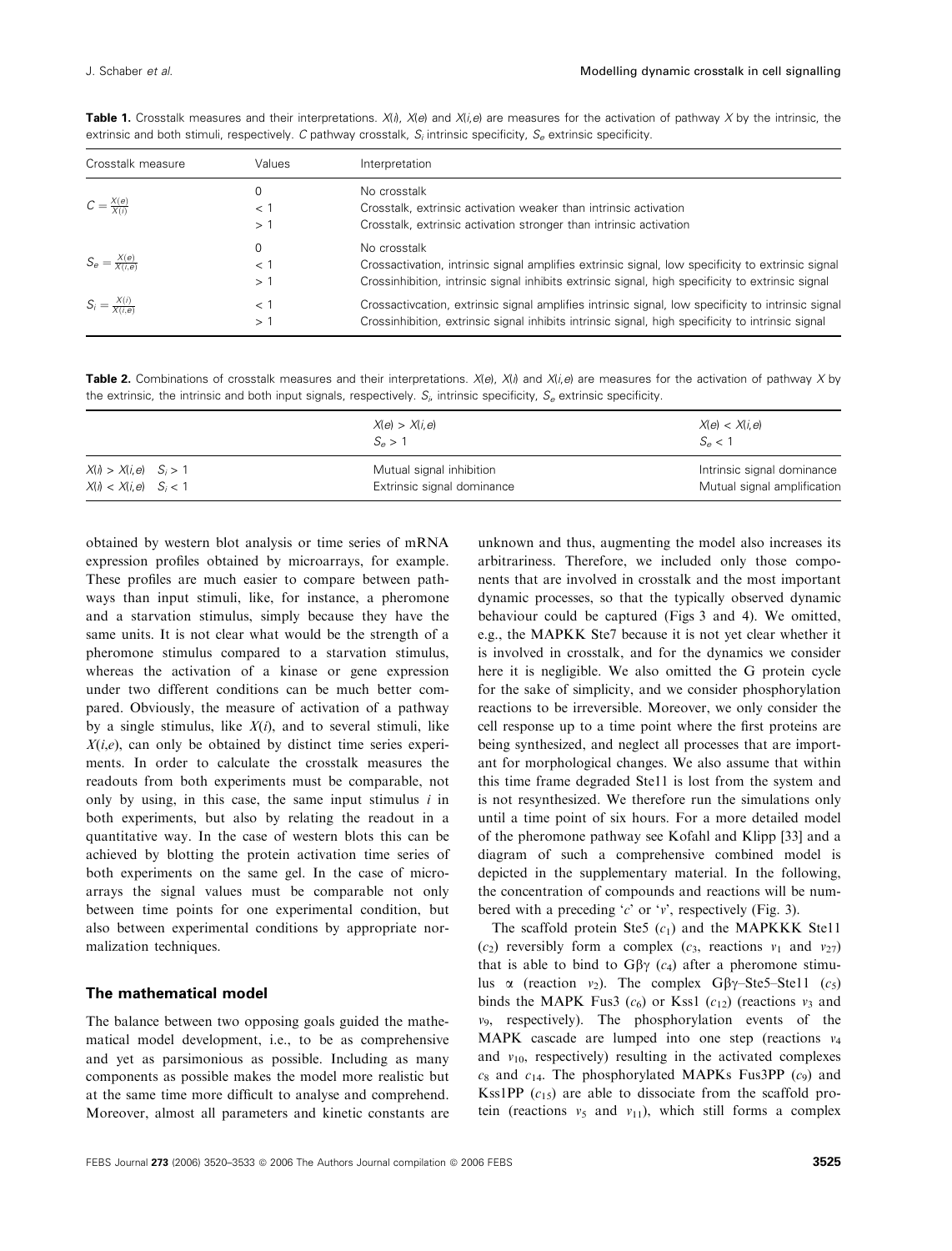**Table 1.** Crosstalk measures and their interpretations. $X(i)$, $X(e)$ and $X(i,e)$ are measures for the activation of pathway $X$ by the intrinsic, the extrinsic and both stimuli, respectively. $C$ pathway crosstalk, $S_i$ intrinsic specificity, $S_e$ extrinsic specificity.

| Crosstalk measure | Values | Interpretation |
|---|---|---|
| $C = \frac{X(e)}{X(i)}$ | 0 | No crosstalk |
| | < 1 | Crosstalk, extrinsic activation weaker than intrinsic activation |
| | > 1 | Crosstalk, extrinsic activation stronger than intrinsic activation |
| $S_e = \frac{X(e)}{X(i,e)}$ | 0 | No crosstalk |
| | < 1 | Crossactivation, intrinsic signal amplifies extrinsic signal, low specificity to extrinsic signal |
| | > 1 | Crossinhibition, intrinsic signal inhibits extrinsic signal, high specificity to extrinsic signal |
| $S_i = \frac{X(i)}{X(i,e)}$ | < 1 | Crossactivcation, extrinsic signal amplifies intrinsic signal, low specificity to intrinsic signal |
| | > 1 | Crossinhibition, extrinsic signal inhibits intrinsic signal, high specificity to intrinsic signal |

**Table 2.** Combinations of crosstalk measures and their interpretations. $X(e)$, $X(i)$ and $X(i,e)$ are measures for the activation of pathway $X$ by the extrinsic, the intrinsic and both input signals, respectively. $S_i$, intrinsic specificity, $S_e$ extrinsic specificity.

| | $X(e) > X(i,e)$ $S_e > 1$ | $X(e) < X(i,e)$ $S_e < 1$ |
|---|---|---|
| $X(i) > X(i,e)$ $S_i > 1$ | Mutual signal inhibition | Intrinsic signal dominance |
| $X(i) < X(i,e)$ $S_i < 1$ | Extrinsic signal dominance | Mutual signal amplification |

obtained by western blot analysis or time series of mRNA expression profiles obtained by microarrays, for example. These profiles are much easier to compare between pathways than input stimuli, like, for instance, a pheromone and a starvation stimulus, simply because they have the same units. It is not clear what would be the strength of a pheromone stimulus compared to a starvation stimulus, whereas the activation of a kinase or gene expression under two different conditions can be much better compared. Obviously, the measure of activation of a pathway by a single stimulus, like $X(i)$, and to several stimuli, like $X(i,e)$, can only be obtained by distinct time series experiments. In order to calculate the crosstalk measures the readouts from both experiments must be comparable, not only by using, in this case, the same input stimulus $i$ in both experiments, but also by relating the readout in a quantitative way. In the case of western blots this can be achieved by blotting the protein activation time series of both experiments on the same gel. In the case of microarrays the signal values must be comparable not only between time points for one experimental condition, but also between experimental conditions by appropriate normalization techniques.

## The mathematical model

The balance between two opposing goals guided the mathematical model development, i.e., to be as comprehensive and yet as parsimonious as possible. Including as many components as possible makes the model more realistic but at the same time more difficult to analyse and comprehend. Moreover, almost all parameters and kinetic constants are unknown and thus, augmenting the model also increases its arbitrariness. Therefore, we included only those components that are involved in crosstalk and the most important dynamic processes, so that the typically observed dynamic behaviour could be captured (Figs 3 and 4). We omitted, e.g., the MAPKK Ste7 because it is not yet clear whether it is involved in crosstalk, and for the dynamics we consider here it is negligible. We also omitted the G protein cycle for the sake of simplicity, and we consider phosphorylation reactions to be irreversible. Moreover, we only consider the cell response up to a time point where the first proteins are being synthesized, and neglect all processes that are important for morphological changes. We also assume that within this time frame degraded Ste11 is lost from the system and is not resynthesized. We therefore run the simulations only until a time point of six hours. For a more detailed model of the pheromone pathway see Kofahl and Klipp [33] and a diagram of such a comprehensive combined model is depicted in the supplementary material. In the following, the concentration of compounds and reactions will be numbered with a preceding '$c$' or '$v$', respectively (Fig. 3).

The scaffold protein Ste5 ($c_1$) and the MAPKKK Ste11 ($c_2$) reversibly form a complex ($c_3$, reactions $v_1$ and $v_{27}$) that is able to bind to Gβγ ($c_4$) after a pheromone stimulus α (reaction $v_2$). The complex Gβγ–Ste5–Ste11 ($c_5$) binds the MAPK Fus3 ($c_6$) or Kss1 ($c_{12}$) (reactions $v_3$ and $v_9$, respectively). The phosphorylation events of the MAPK cascade are lumped into one step (reactions $v_4$ and $v_{10}$, respectively) resulting in the activated complexes $c_8$ and $c_{14}$. The phosphorylated MAPKs Fus3PP ($c_9$) and Kss1PP ($c_{15}$) are able to dissociate from the scaffold protein (reactions $v_5$ and $v_{11}$), which still forms a complex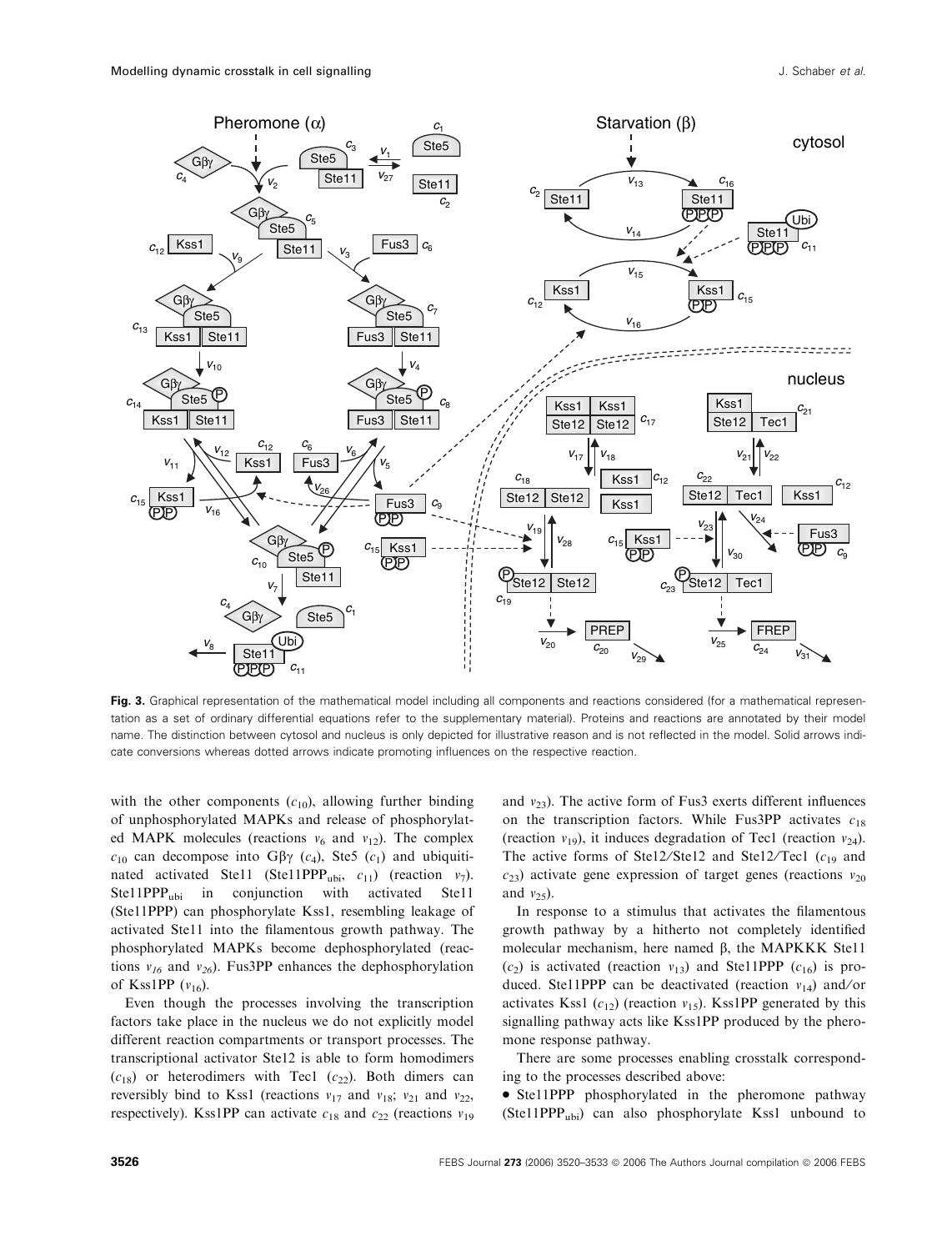**Fig. 3.** Graphical representation of the mathematical model including all components and reactions considered (for a mathematical representation as a set of ordinary differential equations refer to the supplementary material). Proteins and reactions are annotated by their model name. The distinction between cytosol and nucleus is only depicted for illustrative reason and is not reflected in the model. Solid arrows indicate conversions whereas dotted arrows indicate promoting influences on the respective reaction.

with the other components ($c_{10}$), allowing further binding of unphosphorylated MAPKs and release of phosphorylated MAPK molecules (reactions $v_6$ and $v_{12}$). The complex $c_{10}$ can decompose into G$\beta\gamma$ ($c_4$), Ste5 ($c_1$) and ubiquitinated activated Ste11 (Ste11PPP$_{ubi}$, $c_{11}$) (reaction $v_7$). Ste11PPP$_{ubi}$ in conjunction with activated Ste11 (Ste11PPP) can phosphorylate Kss1, resembling leakage of activated Ste11 into the filamentous growth pathway. The phosphorylated MAPKs become dephosphorylated (reactions $v_{16}$ and $v_{26}$). Fus3PP enhances the dephosphorylation of Kss1PP ($v_{16}$).

Even though the processes involving the transcription factors take place in the nucleus we do not explicitly model different reaction compartments or transport processes. The transcriptional activator Ste12 is able to form homodimers ($c_{18}$) or heterodimers with Tec1 ($c_{22}$). Both dimers can reversibly bind to Kss1 (reactions $v_{17}$ and $v_{18}$; $v_{21}$ and $v_{22}$, respectively). Kss1PP can activate $c_{18}$ and $c_{22}$ (reactions $v_{19}$ and $v_{23}$). The active form of Fus3 exerts different influences on the transcription factors. While Fus3PP activates $c_{18}$ (reaction $v_{19}$), it induces degradation of Tec1 (reaction $v_{24}$). The active forms of Ste12/Ste12 and Ste12/Tec1 ($c_{19}$ and $c_{23}$) activate gene expression of target genes (reactions $v_{20}$ and $v_{25}$).

In response to a stimulus that activates the filamentous growth pathway by a hitherto not completely identified molecular mechanism, here named β, the MAPKKK Ste11 ($c_2$) is activated (reaction $v_{13}$) and Ste11PPP ($c_{16}$) is produced. Ste11PPP can be deactivated (reaction $v_{14}$) and/or activates Kss1 ($c_{12}$) (reaction $v_{15}$). Kss1PP generated by this signalling pathway acts like Kss1PP produced by the pheromone response pathway.

There are some processes enabling crosstalk corresponding to the processes described above:

- Ste11PPP phosphorylated in the pheromone pathway (Ste11PPP$_{ubi}$) can also phosphorylate Kss1 unbound to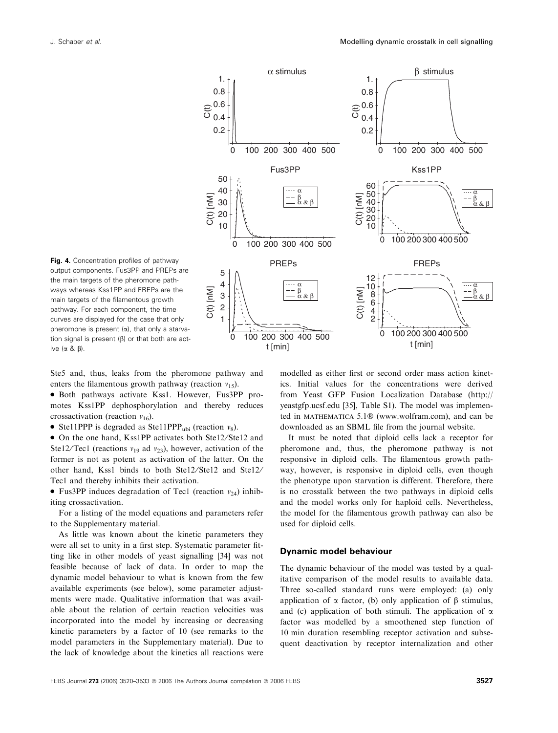**Fig. 4.** Concentration profiles of pathway output components. Fus3PP and PREPs are the main targets of the pheromone pathways whereas Kss1PP and FREPs are the main targets of the filamentous growth pathway. For each component, the time curves are displayed for the case that only pheromone is present (α), that only a starvation signal is present (β) or that both are active (α & β).

Ste5 and, thus, leaks from the pheromone pathway and enters the filamentous growth pathway (reaction $v_{15}$).

- Both pathways activate Kss1. However, Fus3PP promotes Kss1PP dephosphorylation and thereby reduces crossactivation (reaction $v_{16}$).
- Ste11PPP is degraded as Ste11PPP$_{ubi}$ (reaction $v_8$).
- On the one hand, Kss1PP activates both Ste12/Ste12 and Ste12/Tec1 (reactions $v_{19}$ ad $v_{23}$), however, activation of the former is not as potent as activation of the latter. On the other hand, Kss1 binds to both Ste12/Ste12 and Ste12/Tec1 and thereby inhibits their activation.
- Fus3PP induces degradation of Tec1 (reaction $v_{24}$) inhibiting crossactivation.

For a listing of the model equations and parameters refer to the Supplementary material.

As little was known about the kinetic parameters they were all set to unity in a first step. Systematic parameter fitting like in other models of yeast signalling [34] was not feasible because of lack of data. In order to map the dynamic model behaviour to what is known from the few available experiments (see below), some parameter adjustments were made. Qualitative information that was available about the relation of certain reaction velocities was incorporated into the model by increasing or decreasing kinetic parameters by a factor of 10 (see remarks to the model parameters in the Supplementary material). Due to the lack of knowledge about the kinetics all reactions were modelled as either first or second order mass action kinetics. Initial values for the concentrations were derived from Yeast GFP Fusion Localization Database (http://yeastgfp.ucsf.edu [35], Table S1). The model was implemented in MATHEMATICA 5.1® (www.wolfram.com), and can be downloaded as an SBML file from the journal website.

It must be noted that diploid cells lack a receptor for pheromone and, thus, the pheromone pathway is not responsive in diploid cells. The filamentous growth pathway, however, is responsive in diploid cells, even though the phenotype upon starvation is different. Therefore, there is no crosstalk between the two pathways in diploid cells and the model works only for haploid cells. Nevertheless, the model for the filamentous growth pathway can also be used for diploid cells.

### Dynamic model behaviour

The dynamic behaviour of the model was tested by a qualitative comparison of the model results to available data. Three so-called standard runs were employed: (a) only application of α factor, (b) only application of β stimulus, and (c) application of both stimuli. The application of α factor was modelled by a smoothened step function of 10 min duration resembling receptor activation and subsequent deactivation by receptor internalization and other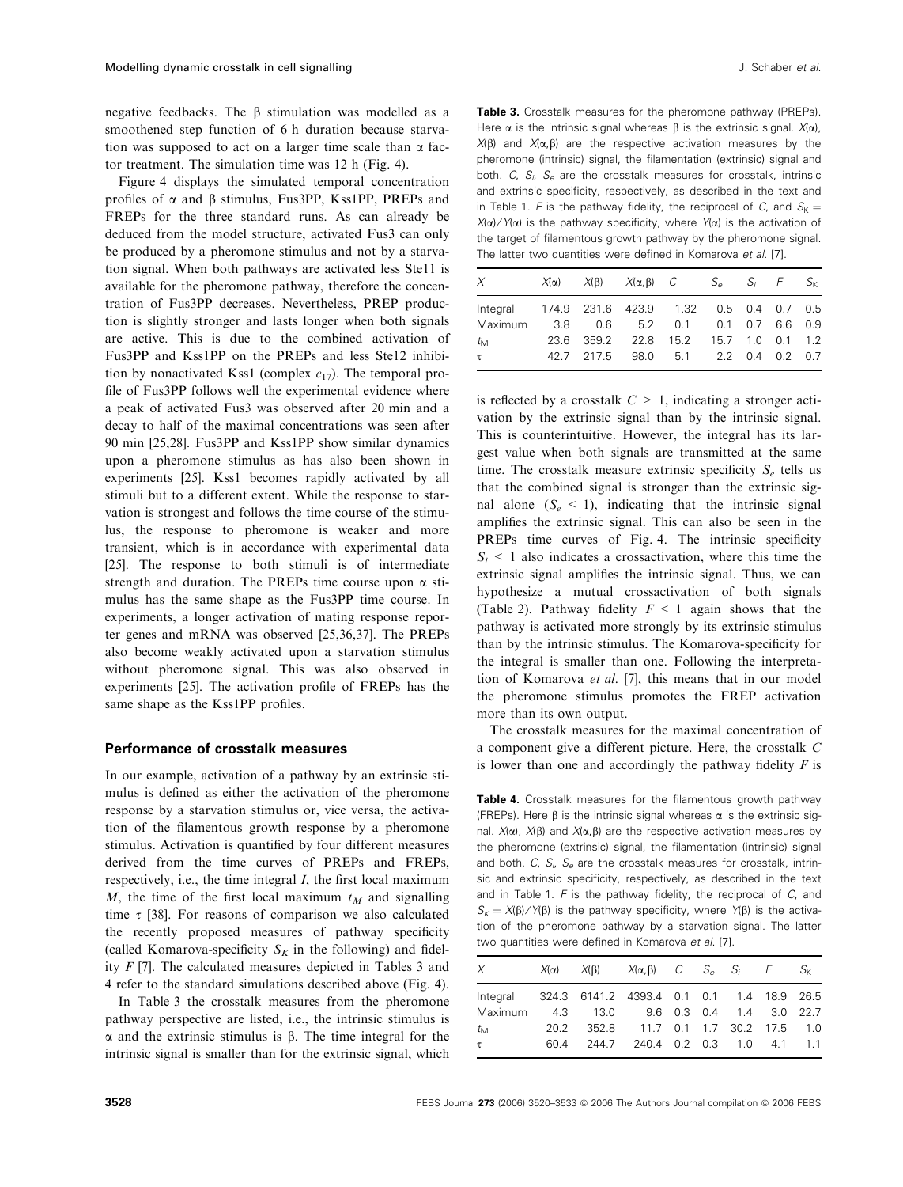negative feedbacks. The β stimulation was modelled as a smoothened step function of 6 h duration because starvation was supposed to act on a larger time scale than α factor treatment. The simulation time was 12 h (Fig. 4).

Figure 4 displays the simulated temporal concentration profiles of α and β stimulus, Fus3PP, Kss1PP, PREPs and FREPs for the three standard runs. As can already be deduced from the model structure, activated Fus3 can only be produced by a pheromone stimulus and not by a starvation signal. When both pathways are activated less Ste11 is available for the pheromone pathway, therefore the concentration of Fus3PP decreases. Nevertheless, PREP production is slightly stronger and lasts longer when both signals are active. This is due to the combined activation of Fus3PP and Kss1PP on the PREPs and less Ste12 inhibition by nonactivated Kss1 (complex $c_{17}$). The temporal profile of Fus3PP follows well the experimental evidence where a peak of activated Fus3 was observed after 20 min and a decay to half of the maximal concentrations was seen after 90 min [25,28]. Fus3PP and Kss1PP show similar dynamics upon a pheromone stimulus as has also been shown in experiments [25]. Kss1 becomes rapidly activated by all stimuli but to a different extent. While the response to starvation is strongest and follows the time course of the stimulus, the response to pheromone is weaker and more transient, which is in accordance with experimental data [25]. The response to both stimuli is of intermediate strength and duration. The PREPs time course upon α stimulus has the same shape as the Fus3PP time course. In experiments, a longer activation of mating response reporter genes and mRNA was observed [25,36,37]. The PREPs also become weakly activated upon a starvation stimulus without pheromone signal. This was also observed in experiments [25]. The activation profile of FREPs has the same shape as the Kss1PP profiles.

### Performance of crosstalk measures

In our example, activation of a pathway by an extrinsic stimulus is defined as either the activation of the pheromone response by a starvation stimulus or, vice versa, the activation of the filamentous growth response by a pheromone stimulus. Activation is quantified by four different measures derived from the time curves of PREPs and FREPs, respectively, i.e., the time integral $I$, the first local maximum $M$, the time of the first local maximum $t_M$ and signalling time $\tau$ [38]. For reasons of comparison we also calculated the recently proposed measures of pathway specificity (called Komarova-specificity $S_K$ in the following) and fidelity $F$ [7]. The calculated measures depicted in Tables 3 and 4 refer to the standard simulations described above (Fig. 4).

In Table 3 the crosstalk measures from the pheromone pathway perspective are listed, i.e., the intrinsic stimulus is α and the extrinsic stimulus is β. The time integral for the intrinsic signal is smaller than for the extrinsic signal, which

**Table 3.** Crosstalk measures for the pheromone pathway (PREPs). Here α is the intrinsic signal whereas β is the extrinsic signal. $X(\alpha)$, $X(\beta)$ and $X(\alpha,\beta)$ are the respective activation measures by the pheromone (intrinsic) signal, the filamentation (extrinsic) signal and both. $C$, $S_i$, $S_e$ are the crosstalk measures for crosstalk, intrinsic and extrinsic specificity, respectively, as described in the text and in Table 1. $F$ is the pathway fidelity, the reciprocal of $C$, and $S_K = X(\alpha)/Y(\alpha)$ is the pathway specificity, where $Y(\alpha)$ is the activation of the target of filamentous growth pathway by the pheromone signal. The latter two quantities were defined in Komarova *et al.* [7].

| $X$ | $X(\alpha)$ | $X(\beta)$ | $X(\alpha,\beta)$ | $C$ | $S_e$ | $S_i$ | $F$ | $S_K$ |
|---|---|---|---|---|---|---|---|---|
| Integral | 174.9 | 231.6 | 423.9 | 1.32 | 0.5 | 0.4 | 0.7 | 0.5 |
| Maximum | 3.8 | 0.6 | 5.2 | 0.1 | 0.1 | 0.7 | 6.6 | 0.9 |
| $t_M$ | 23.6 | 359.2 | 22.8 | 15.2 | 15.7 | 1.0 | 0.1 | 1.2 |
| $\tau$ | 42.7 | 217.5 | 98.0 | 5.1 | 2.2 | 0.4 | 0.2 | 0.7 |

is reflected by a crosstalk $C > 1$, indicating a stronger activation by the extrinsic signal than by the intrinsic signal. This is counterintuitive. However, the integral has its largest value when both signals are transmitted at the same time. The crosstalk measure extrinsic specificity $S_e$ tells us that the combined signal is stronger than the extrinsic signal alone ($S_e < 1$), indicating that the intrinsic signal amplifies the extrinsic signal. This can also be seen in the PREPs time curves of Fig. 4. The intrinsic specificity $S_i < 1$ also indicates a crossactivation, where this time the extrinsic signal amplifies the intrinsic signal. Thus, we can hypothesize a mutual crossactivation of both signals (Table 2). Pathway fidelity $F < 1$ again shows that the pathway is activated more strongly by its extrinsic stimulus than by the intrinsic stimulus. The Komarova-specificity for the integral is smaller than one. Following the interpretation of Komarova *et al.* [7], this means that in our model the pheromone stimulus promotes the FREP activation more than its own output.

The crosstalk measures for the maximal concentration of a component give a different picture. Here, the crosstalk $C$ is lower than one and accordingly the pathway fidelity $F$ is

**Table 4.** Crosstalk measures for the filamentous growth pathway (FREPs). Here β is the intrinsic signal whereas α is the extrinsic signal. $X(\alpha)$, $X(\beta)$ and $X(\alpha,\beta)$ are the respective activation measures by the pheromone (extrinsic) signal, the filamentation (intrinsic) signal and both. $C$, $S_i$, $S_e$ are the crosstalk measures for crosstalk, intrinsic and extrinsic specificity, respectively, as described in the text and in Table 1. $F$ is the pathway fidelity, the reciprocal of $C$, and $S_K = X(\beta)/Y(\beta)$ is the pathway specificity, where $Y(\beta)$ is the activation of the pheromone pathway by a starvation signal. The latter two quantities were defined in Komarova *et al.* [7].

| $X$ | $X(\alpha)$ | $X(\beta)$ | $X(\alpha,\beta)$ | $C$ | $S_e$ | $S_i$ | $F$ | $S_K$ |
|---|---|---|---|---|---|---|---|---|
| Integral | 324.3 | 6141.2 | 4393.4 | 0.1 | 0.1 | 1.4 | 18.9 | 26.5 |
| Maximum | 4.3 | 13.0 | 9.6 | 0.3 | 0.4 | 1.4 | 3.0 | 22.7 |
| $t_M$ | 20.2 | 352.8 | 11.7 | 0.1 | 1.7 | 30.2 | 17.5 | 1.0 |
| $\tau$ | 60.4 | 244.7 | 240.4 | 0.2 | 0.3 | 1.0 | 4.1 | 1.1 |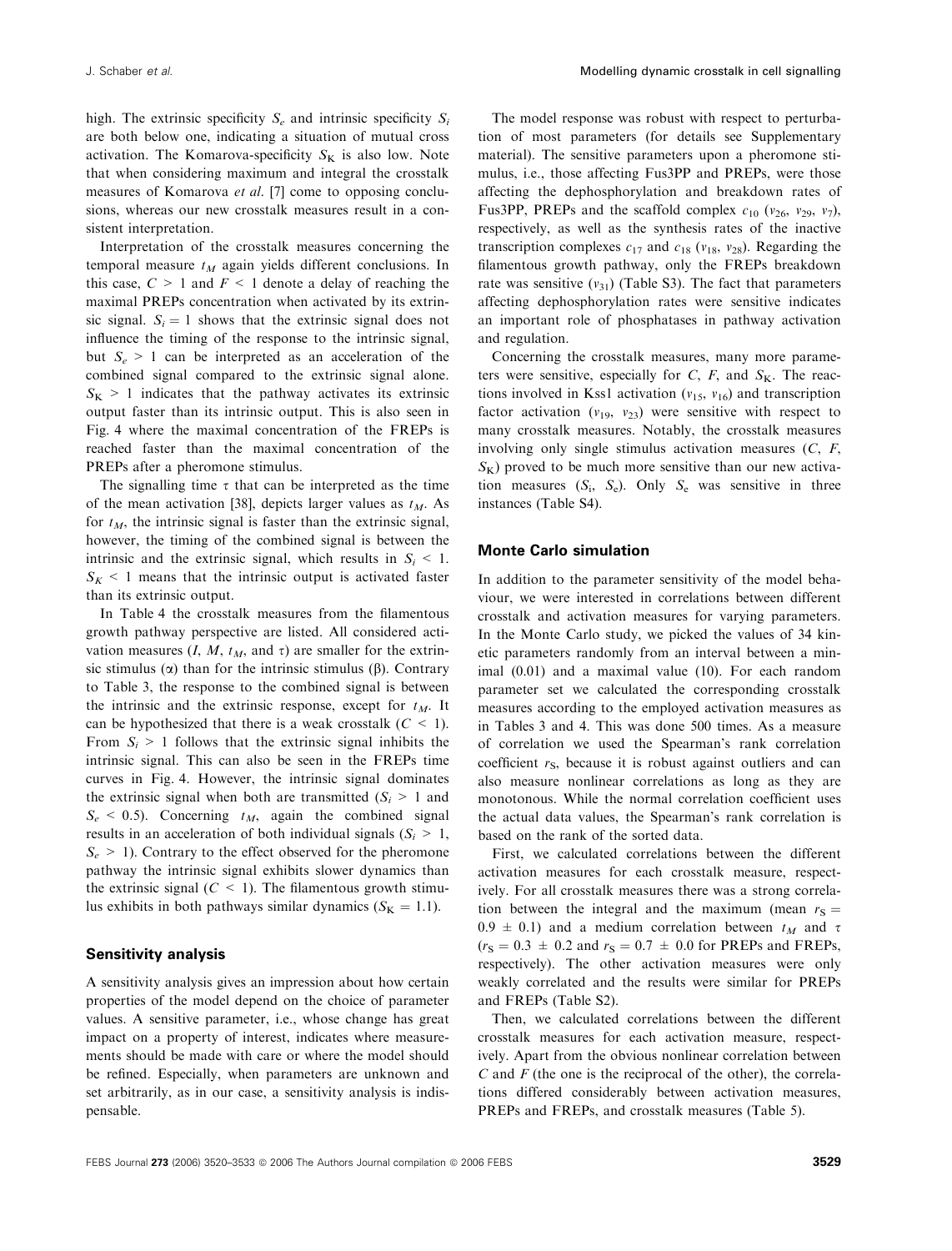high. The extrinsic specificity $S_e$ and intrinsic specificity $S_i$ are both below one, indicating a situation of mutual cross activation. The Komarova-specificity $S_K$ is also low. Note that when considering maximum and integral the crosstalk measures of Komarova *et al.* [7] come to opposing conclusions, whereas our new crosstalk measures result in a consistent interpretation.

Interpretation of the crosstalk measures concerning the temporal measure $t_M$ again yields different conclusions. In this case, $C > 1$ and $F < 1$ denote a delay of reaching the maximal PREPs concentration when activated by its extrinsic signal. $S_i = 1$ shows that the extrinsic signal does not influence the timing of the response to the intrinsic signal, but $S_e > 1$ can be interpreted as an acceleration of the combined signal compared to the extrinsic signal alone. $S_K > 1$ indicates that the pathway activates its extrinsic output faster than its intrinsic output. This is also seen in Fig. 4 where the maximal concentration of the FREPs is reached faster than the maximal concentration of the PREPs after a pheromone stimulus.

The signalling time $\tau$ that can be interpreted as the time of the mean activation [38], depicts larger values as $t_M$. As for $t_M$, the intrinsic signal is faster than the extrinsic signal, however, the timing of the combined signal is between the intrinsic and the extrinsic signal, which results in $S_i < 1$. $S_K < 1$ means that the intrinsic output is activated faster than its extrinsic output.

In Table 4 the crosstalk measures from the filamentous growth pathway perspective are listed. All considered activation measures ($I$, $M$, $t_M$, and $\tau$) are smaller for the extrinsic stimulus ($\alpha$) than for the intrinsic stimulus ($\beta$). Contrary to Table 3, the response to the combined signal is between the intrinsic and the extrinsic response, except for $t_M$. It can be hypothesized that there is a weak crosstalk ($C < 1$). From $S_i > 1$ follows that the extrinsic signal inhibits the intrinsic signal. This can also be seen in the FREPs time curves in Fig. 4. However, the intrinsic signal dominates the extrinsic signal when both are transmitted ($S_i > 1$ and $S_e < 0.5$). Concerning $t_M$, again the combined signal results in an acceleration of both individual signals ($S_i > 1$, $S_e > 1$). Contrary to the effect observed for the pheromone pathway the intrinsic signal exhibits slower dynamics than the extrinsic signal ($C < 1$). The filamentous growth stimulus exhibits in both pathways similar dynamics ($S_K = 1.1$).

## Sensitivity analysis

A sensitivity analysis gives an impression about how certain properties of the model depend on the choice of parameter values. A sensitive parameter, i.e., whose change has great impact on a property of interest, indicates where measurements should be made with care or where the model should be refined. Especially, when parameters are unknown and set arbitrarily, as in our case, a sensitivity analysis is indispensable.

The model response was robust with respect to perturbation of most parameters (for details see Supplementary material). The sensitive parameters upon a pheromone stimulus, i.e., those affecting Fus3PP and PREPs, were those affecting the dephosphorylation and breakdown rates of Fus3PP, PREPs and the scaffold complex $c_{10}$ ($v_{26}$, $v_{29}$, $v_7$), respectively, as well as the synthesis rates of the inactive transcription complexes $c_{17}$ and $c_{18}$ ($v_{18}$, $v_{28}$). Regarding the filamentous growth pathway, only the FREPs breakdown rate was sensitive ($v_{31}$) (Table S3). The fact that parameters affecting dephosphorylation rates were sensitive indicates an important role of phosphatases in pathway activation and regulation.

Concerning the crosstalk measures, many more parameters were sensitive, especially for $C$, $F$, and $S_K$. The reactions involved in Kss1 activation ($v_{15}$, $v_{16}$) and transcription factor activation ($v_{19}$, $v_{23}$) were sensitive with respect to many crosstalk measures. Notably, the crosstalk measures involving only single stimulus activation measures ($C$, $F$, $S_K$) proved to be much more sensitive than our new activation measures ($S_i$, $S_e$). Only $S_e$ was sensitive in three instances (Table S4).

## Monte Carlo simulation

In addition to the parameter sensitivity of the model behaviour, we were interested in correlations between different crosstalk and activation measures for varying parameters. In the Monte Carlo study, we picked the values of 34 kinetic parameters randomly from an interval between a minimal (0.01) and a maximal value (10). For each random parameter set we calculated the corresponding crosstalk measures according to the employed activation measures as in Tables 3 and 4. This was done 500 times. As a measure of correlation we used the Spearman's rank correlation coefficient $r_S$, because it is robust against outliers and can also measure nonlinear correlations as long as they are monotonous. While the normal correlation coefficient uses the actual data values, the Spearman's rank correlation is based on the rank of the sorted data.

First, we calculated correlations between the different activation measures for each crosstalk measure, respectively. For all crosstalk measures there was a strong correlation between the integral and the maximum (mean $r_S = 0.9 \pm 0.1$) and a medium correlation between $t_M$ and $\tau$ ($r_S = 0.3 \pm 0.2$ and $r_S = 0.7 \pm 0.0$ for PREPs and FREPs, respectively). The other activation measures were only weakly correlated and the results were similar for PREPs and FREPs (Table S2).

Then, we calculated correlations between the different crosstalk measures for each activation measure, respectively. Apart from the obvious nonlinear correlation between $C$ and $F$ (the one is the reciprocal of the other), the correlations differed considerably between activation measures, PREPs and FREPs, and crosstalk measures (Table 5).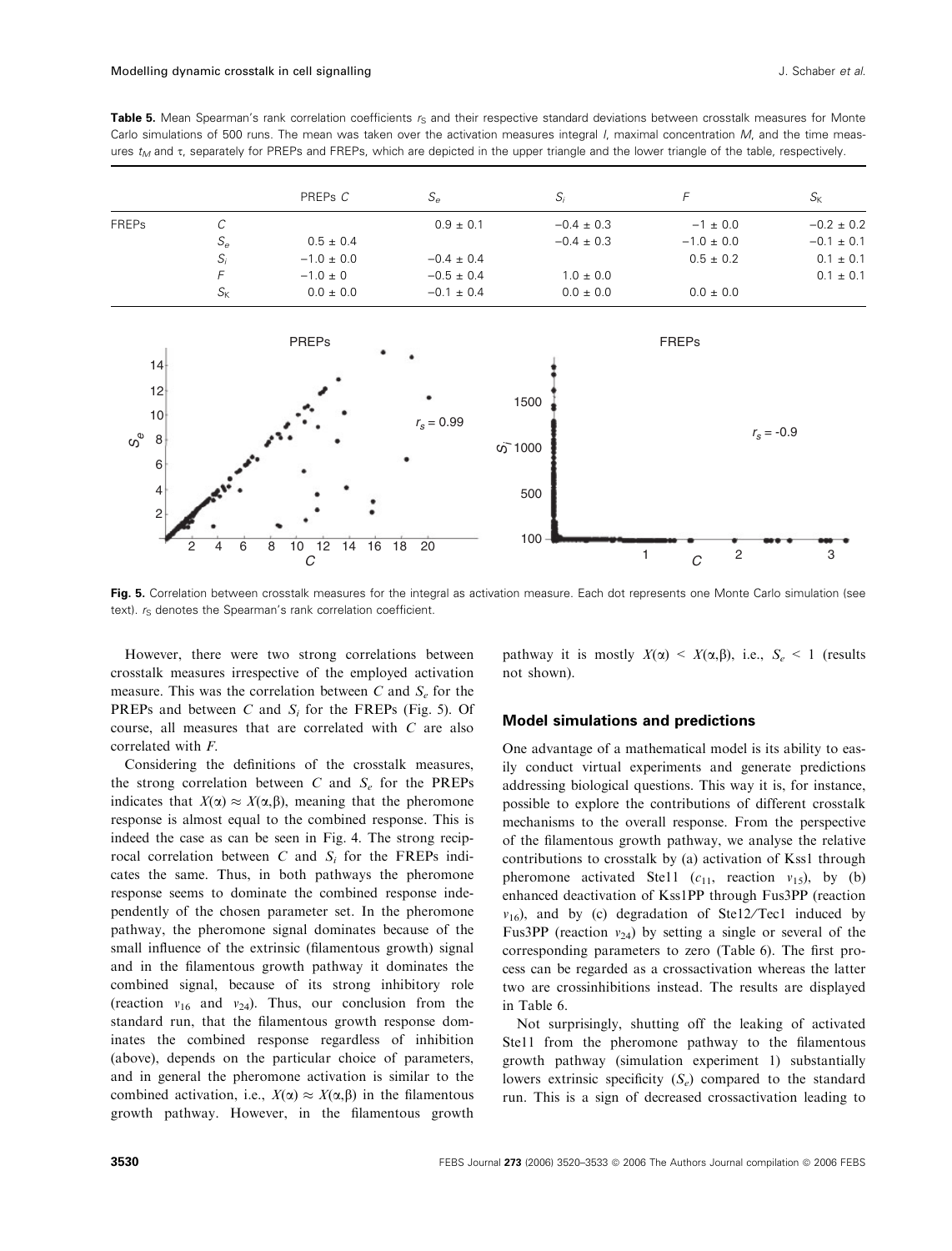**Table 5.** Mean Spearman's rank correlation coefficients $r_S$ and their respective standard deviations between crosstalk measures for Monte Carlo simulations of 500 runs. The mean was taken over the activation measures integral $I$, maximal concentration $M$, and the time measures $t_M$ and $\tau$, separately for PREPs and FREPs, which are depicted in the upper triangle and the lower triangle of the table, respectively.

| | | PREPs $C$ | $S_e$ | $S_i$ | $F$ | $S_K$ |
|---|---|---|---|---|---|---|
| FREPs | $C$ | | 0.9 ± 0.1 | −0.4 ± 0.3 | −1 ± 0.0 | −0.2 ± 0.2 |
| | $S_e$ | 0.5 ± 0.4 | | −0.4 ± 0.3 | −1.0 ± 0.0 | −0.1 ± 0.1 |
| | $S_i$ | −1.0 ± 0.0 | −0.4 ± 0.4 | | 0.5 ± 0.2 | 0.1 ± 0.1 |
| | $F$ | −1.0 ± 0 | −0.5 ± 0.4 | 1.0 ± 0.0 | | 0.1 ± 0.1 |
| | $S_K$ | 0.0 ± 0.0 | −0.1 ± 0.4 | 0.0 ± 0.0 | 0.0 ± 0.0 | |

**Fig. 5.** Correlation between crosstalk measures for the integral as activation measure. Each dot represents one Monte Carlo simulation (see text). $r_S$ denotes the Spearman's rank correlation coefficient.

However, there were two strong correlations between crosstalk measures irrespective of the employed activation measure. This was the correlation between $C$ and $S_e$ for the PREPs and between $C$ and $S_i$ for the FREPs (Fig. 5). Of course, all measures that are correlated with $C$ are also correlated with $F$.

Considering the definitions of the crosstalk measures, the strong correlation between $C$ and $S_e$ for the PREPs indicates that $X(\alpha) \approx X(\alpha,\beta)$, meaning that the pheromone response is almost equal to the combined response. This is indeed the case as can be seen in Fig. 4. The strong reciprocal correlation between $C$ and $S_i$ for the FREPs indicates the same. Thus, in both pathways the pheromone response seems to dominate the combined response independently of the chosen parameter set. In the pheromone pathway, the pheromone signal dominates because of the small influence of the extrinsic (filamentous growth) signal and in the filamentous growth pathway it dominates the combined signal, because of its strong inhibitory role (reaction $v_{16}$ and $v_{24}$). Thus, our conclusion from the standard run, that the filamentous growth response dominates the combined response regardless of inhibition (above), depends on the particular choice of parameters, and in general the pheromone activation is similar to the combined activation, i.e., $X(\alpha) \approx X(\alpha,\beta)$ in the filamentous growth pathway. However, in the filamentous growth pathway it is mostly $X(\alpha) < X(\alpha,\beta)$, i.e., $S_e < 1$ (results not shown).

## Model simulations and predictions

One advantage of a mathematical model is its ability to easily conduct virtual experiments and generate predictions addressing biological questions. This way it is, for instance, possible to explore the contributions of different crosstalk mechanisms to the overall response. From the perspective of the filamentous growth pathway, we analyse the relative contributions to crosstalk by (a) activation of Kss1 through pheromone activated Ste11 ($c_{11}$, reaction $v_{15}$), by (b) enhanced deactivation of Kss1PP through Fus3PP (reaction $v_{16}$), and by (c) degradation of Ste12/Tec1 induced by Fus3PP (reaction $v_{24}$) by setting a single or several of the corresponding parameters to zero (Table 6). The first process can be regarded as a crossactivation whereas the latter two are crossinhibitions instead. The results are displayed in Table 6.

Not surprisingly, shutting off the leaking of activated Ste11 from the pheromone pathway to the filamentous growth pathway (simulation experiment 1) substantially lowers extrinsic specificity ($S_e$) compared to the standard run. This is a sign of decreased crossactivation leading to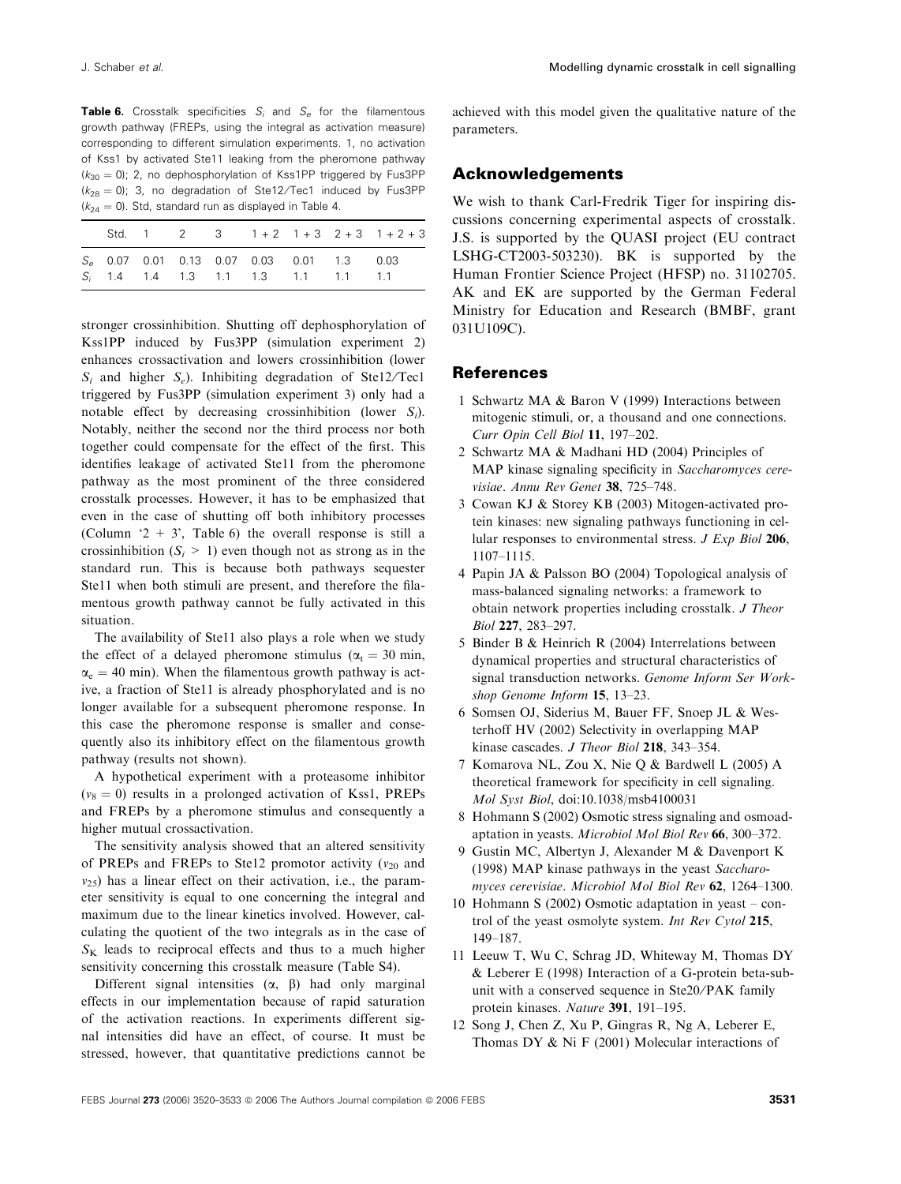**Table 6.** Crosstalk specificities $S_i$ and $S_e$ for the filamentous growth pathway (FREPs, using the integral as activation measure) corresponding to different simulation experiments. 1, no activation of Kss1 by activated Ste11 leaking from the pheromone pathway ($k_{30} = 0$); 2, no dephosphorylation of Kss1PP triggered by Fus3PP ($k_{28} = 0$); 3, no degradation of Ste12/Tec1 induced by Fus3PP ($k_{24} = 0$). Std, standard run as displayed in Table 4.

| | Std. | 1 | 2 | 3 | 1 + 2 | 1 + 3 | 2 + 3 | 1 + 2 + 3 |
|---|---|---|---|---|---|---|---|---|
| $S_e$ | 0.07 | 0.01 | 0.13 | 0.07 | 0.03 | 0.01 | 1.3 | 0.03 |
| $S_i$ | 1.4 | 1.4 | 1.3 | 1.1 | 1.3 | 1.1 | 1.1 | 1.1 |

stronger crossinhibition. Shutting off dephosphorylation of Kss1PP induced by Fus3PP (simulation experiment 2) enhances crossactivation and lowers crossinhibition (lower $S_i$ and higher $S_e$). Inhibiting degradation of Ste12/Tec1 triggered by Fus3PP (simulation experiment 3) only had a notable effect by decreasing crossinhibition (lower $S_i$). Notably, neither the second nor the third process nor both together could compensate for the effect of the first. This identifies leakage of activated Ste11 from the pheromone pathway as the most prominent of the three considered crosstalk processes. However, it has to be emphasized that even in the case of shutting off both inhibitory processes (Column '2 + 3', Table 6) the overall response is still a crossinhibition ($S_i > 1$) even though not as strong as in the standard run. This is because both pathways sequester Ste11 when both stimuli are present, and therefore the filamentous growth pathway cannot be fully activated in this situation.

The availability of Ste11 also plays a role when we study the effect of a delayed pheromone stimulus ($\alpha_t = 30$ min, $\alpha_e = 40$ min). When the filamentous growth pathway is active, a fraction of Ste11 is already phosphorylated and is no longer available for a subsequent pheromone response. In this case the pheromone response is smaller and consequently also its inhibitory effect on the filamentous growth pathway (results not shown).

A hypothetical experiment with a proteasome inhibitor ($v_8 = 0$) results in a prolonged activation of Kss1, PREPs and FREPs by a pheromone stimulus and consequently a higher mutual crossactivation.

The sensitivity analysis showed that an altered sensitivity of PREPs and FREPs to Ste12 promotor activity ($v_{20}$ and $v_{25}$) has a linear effect on their activation, i.e., the parameter sensitivity is equal to one concerning the integral and maximum due to the linear kinetics involved. However, calculating the quotient of the two integrals as in the case of $S_K$ leads to reciprocal effects and thus to a much higher sensitivity concerning this crosstalk measure (Table S4).

Different signal intensities ($\alpha$, $\beta$) had only marginal effects in our implementation because of rapid saturation of the activation reactions. In experiments different signal intensities did have an effect, of course. It must be stressed, however, that quantitative predictions cannot be achieved with this model given the qualitative nature of the parameters.

## Acknowledgements

We wish to thank Carl-Fredrik Tiger for inspiring discussions concerning experimental aspects of crosstalk. J.S. is supported by the QUASI project (EU contract LSHG-CT2003-503230). BK is supported by the Human Frontier Science Project (HFSP) no. 31102705. AK and EK are supported by the German Federal Ministry for Education and Research (BMBF, grant 031U109C).

## References

1. Schwartz MA & Baron V (1999) Interactions between mitogenic stimuli, or, a thousand and one connections. *Curr Opin Cell Biol* **11**, 197–202.
2. Schwartz MA & Madhani HD (2004) Principles of MAP kinase signaling specificity in *Saccharomyces cerevisiae*. *Annu Rev Genet* **38**, 725–748.
3. Cowan KJ & Storey KB (2003) Mitogen-activated protein kinases: new signaling pathways functioning in cellular responses to environmental stress. *J Exp Biol* **206**, 1107–1115.
4. Papin JA & Palsson BO (2004) Topological analysis of mass-balanced signaling networks: a framework to obtain network properties including crosstalk. *J Theor Biol* **227**, 283–297.
5. Binder B & Heinrich R (2004) Interrelations between dynamical properties and structural characteristics of signal transduction networks. *Genome Inform Ser Workshop Genome Inform* **15**, 13–23.
6. Somsen OJ, Siderius M, Bauer FF, Snoep JL & Westerhoff HV (2002) Selectivity in overlapping MAP kinase cascades. *J Theor Biol* **218**, 343–354.
7. Komarova NL, Zou X, Nie Q & Bardwell L (2005) A theoretical framework for specificity in cell signaling. *Mol Syst Biol*, doi:10.1038/msb4100031
8. Hohmann S (2002) Osmotic stress signaling and osmoadaptation in yeasts. *Microbiol Mol Biol Rev* **66**, 300–372.
9. Gustin MC, Albertyn J, Alexander M & Davenport K (1998) MAP kinase pathways in the yeast *Saccharomyces cerevisiae*. *Microbiol Mol Biol Rev* **62**, 1264–1300.
10. Hohmann S (2002) Osmotic adaptation in yeast – control of the yeast osmolyte system. *Int Rev Cytol* **215**, 149–187.
11. Leeuw T, Wu C, Schrag JD, Whiteway M, Thomas DY & Leberer E (1998) Interaction of a G-protein beta-subunit with a conserved sequence in Ste20/PAK family protein kinases. *Nature* **391**, 191–195.
12. Song J, Chen Z, Xu P, Gingras R, Ng A, Leberer E, Thomas DY & Ni F (2001) Molecular interactions of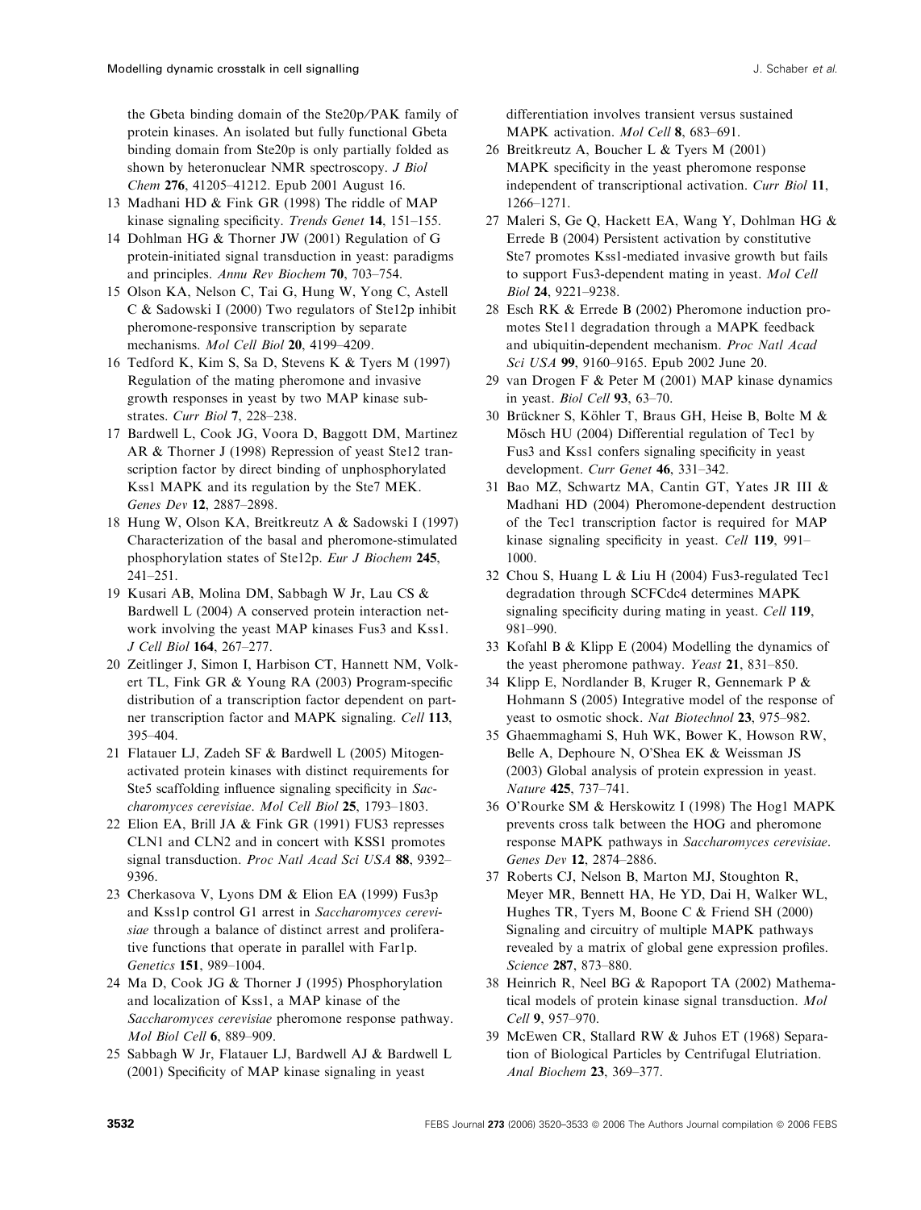the Gbeta binding domain of the Ste20p/PAK family of protein kinases. An isolated but fully functional Gbeta binding domain from Ste20p is only partially folded as shown by heteronuclear NMR spectroscopy. *J Biol Chem* **276**, 41205–41212. Epub 2001 August 16.

13 Madhani HD & Fink GR (1998) The riddle of MAP kinase signaling specificity. *Trends Genet* **14**, 151–155.

14 Dohlman HG & Thorner JW (2001) Regulation of G protein-initiated signal transduction in yeast: paradigms and principles. *Annu Rev Biochem* **70**, 703–754.

15 Olson KA, Nelson C, Tai G, Hung W, Yong C, Astell C & Sadowski I (2000) Two regulators of Ste12p inhibit pheromone-responsive transcription by separate mechanisms. *Mol Cell Biol* **20**, 4199–4209.

16 Tedford K, Kim S, Sa D, Stevens K & Tyers M (1997) Regulation of the mating pheromone and invasive growth responses in yeast by two MAP kinase substrates. *Curr Biol* **7**, 228–238.

17 Bardwell L, Cook JG, Voora D, Baggott DM, Martinez AR & Thorner J (1998) Repression of yeast Ste12 transcription factor by direct binding of unphosphorylated Kss1 MAPK and its regulation by the Ste7 MEK. *Genes Dev* **12**, 2887–2898.

18 Hung W, Olson KA, Breitkreutz A & Sadowski I (1997) Characterization of the basal and pheromone-stimulated phosphorylation states of Ste12p. *Eur J Biochem* **245**, 241–251.

19 Kusari AB, Molina DM, Sabbagh W Jr, Lau CS & Bardwell L (2004) A conserved protein interaction network involving the yeast MAP kinases Fus3 and Kss1. *J Cell Biol* **164**, 267–277.

20 Zeitlinger J, Simon I, Harbison CT, Hannett NM, Volkert TL, Fink GR & Young RA (2003) Program-specific distribution of a transcription factor dependent on partner transcription factor and MAPK signaling. *Cell* **113**, 395–404.

21 Flatauer LJ, Zadeh SF & Bardwell L (2005) Mitogen-activated protein kinases with distinct requirements for Ste5 scaffolding influence signaling specificity in *Saccharomyces cerevisiae*. *Mol Cell Biol* **25**, 1793–1803.

22 Elion EA, Brill JA & Fink GR (1991) FUS3 represses CLN1 and CLN2 and in concert with KSS1 promotes signal transduction. *Proc Natl Acad Sci USA* **88**, 9392–9396.

23 Cherkasova V, Lyons DM & Elion EA (1999) Fus3p and Kss1p control G1 arrest in *Saccharomyces cerevisiae* through a balance of distinct arrest and proliferative functions that operate in parallel with Far1p. *Genetics* **151**, 989–1004.

24 Ma D, Cook JG & Thorner J (1995) Phosphorylation and localization of Kss1, a MAP kinase of the *Saccharomyces cerevisiae* pheromone response pathway. *Mol Biol Cell* **6**, 889–909.

25 Sabbagh W Jr, Flatauer LJ, Bardwell AJ & Bardwell L (2001) Specificity of MAP kinase signaling in yeast differentiation involves transient versus sustained MAPK activation. *Mol Cell* **8**, 683–691.

26 Breitkreutz A, Boucher L & Tyers M (2001) MAPK specificity in the yeast pheromone response independent of transcriptional activation. *Curr Biol* **11**, 1266–1271.

27 Maleri S, Ge Q, Hackett EA, Wang Y, Dohlman HG & Errede B (2004) Persistent activation by constitutive Ste7 promotes Kss1-mediated invasive growth but fails to support Fus3-dependent mating in yeast. *Mol Cell Biol* **24**, 9221–9238.

28 Esch RK & Errede B (2002) Pheromone induction promotes Ste11 degradation through a MAPK feedback and ubiquitin-dependent mechanism. *Proc Natl Acad Sci USA* **99**, 9160–9165. Epub 2002 June 20.

29 van Drogen F & Peter M (2001) MAP kinase dynamics in yeast. *Biol Cell* **93**, 63–70.

30 Brückner S, Köhler T, Braus GH, Heise B, Bolte M & Mösch HU (2004) Differential regulation of Tec1 by Fus3 and Kss1 confers signaling specificity in yeast development. *Curr Genet* **46**, 331–342.

31 Bao MZ, Schwartz MA, Cantin GT, Yates JR III & Madhani HD (2004) Pheromone-dependent destruction of the Tec1 transcription factor is required for MAP kinase signaling specificity in yeast. *Cell* **119**, 991–1000.

32 Chou S, Huang L & Liu H (2004) Fus3-regulated Tec1 degradation through SCFCdc4 determines MAPK signaling specificity during mating in yeast. *Cell* **119**, 981–990.

33 Kofahl B & Klipp E (2004) Modelling the dynamics of the yeast pheromone pathway. *Yeast* **21**, 831–850.

34 Klipp E, Nordlander B, Kruger R, Gennemark P & Hohmann S (2005) Integrative model of the response of yeast to osmotic shock. *Nat Biotechnol* **23**, 975–982.

35 Ghaemmaghami S, Huh WK, Bower K, Howson RW, Belle A, Dephoure N, O'Shea EK & Weissman JS (2003) Global analysis of protein expression in yeast. *Nature* **425**, 737–741.

36 O'Rourke SM & Herskowitz I (1998) The Hog1 MAPK prevents cross talk between the HOG and pheromone response MAPK pathways in *Saccharomyces cerevisiae*. *Genes Dev* **12**, 2874–2886.

37 Roberts CJ, Nelson B, Marton MJ, Stoughton R, Meyer MR, Bennett HA, He YD, Dai H, Walker WL, Hughes TR, Tyers M, Boone C & Friend SH (2000) Signaling and circuitry of multiple MAPK pathways revealed by a matrix of global gene expression profiles. *Science* **287**, 873–880.

38 Heinrich R, Neel BG & Rapoport TA (2002) Mathematical models of protein kinase signal transduction. *Mol Cell* **9**, 957–970.

39 McEwen CR, Stallard RW & Juhos ET (1968) Separation of Biological Particles by Centrifugal Elutriation. *Anal Biochem* **23**, 369–377.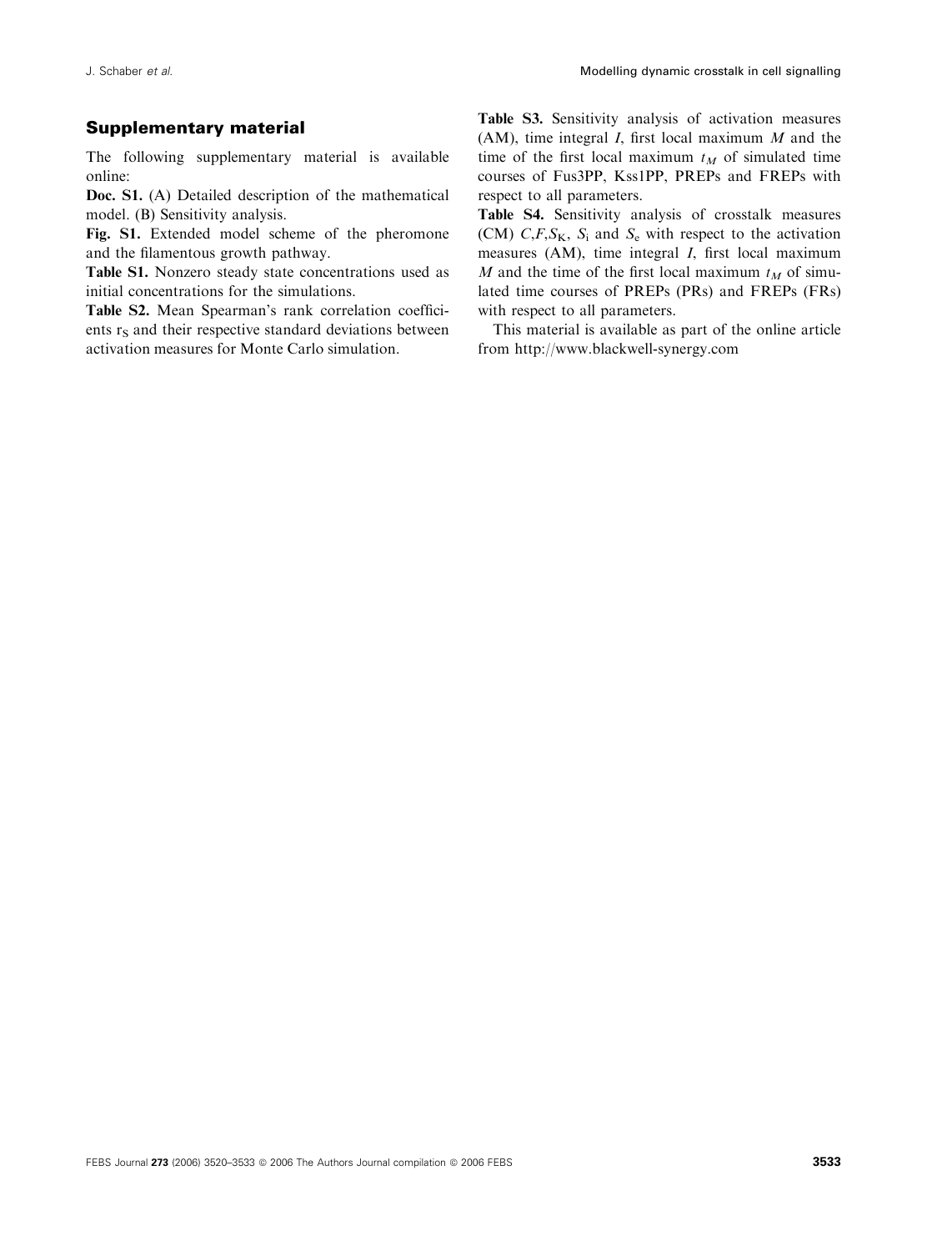## Supplementary material

The following supplementary material is available online:

**Doc. S1.** (A) Detailed description of the mathematical model. (B) Sensitivity analysis.

**Fig. S1.** Extended model scheme of the pheromone and the filamentous growth pathway.

**Table S1.** Nonzero steady state concentrations used as initial concentrations for the simulations.

**Table S2.** Mean Spearman's rank correlation coefficients $r_S$ and their respective standard deviations between activation measures for Monte Carlo simulation.

**Table S3.** Sensitivity analysis of activation measures (AM), time integral $I$, first local maximum $M$ and the time of the first local maximum $t_M$ of simulated time courses of Fus3PP, Kss1PP, PREPs and FREPs with respect to all parameters.

**Table S4.** Sensitivity analysis of crosstalk measures (CM) $C$,$F$,$S_K$, $S_i$ and $S_e$ with respect to the activation measures (AM), time integral $I$, first local maximum $M$ and the time of the first local maximum $t_M$ of simulated time courses of PREPs (PRs) and FREPs (FRs) with respect to all parameters.

This material is available as part of the online article from http://www.blackwell-synergy.com